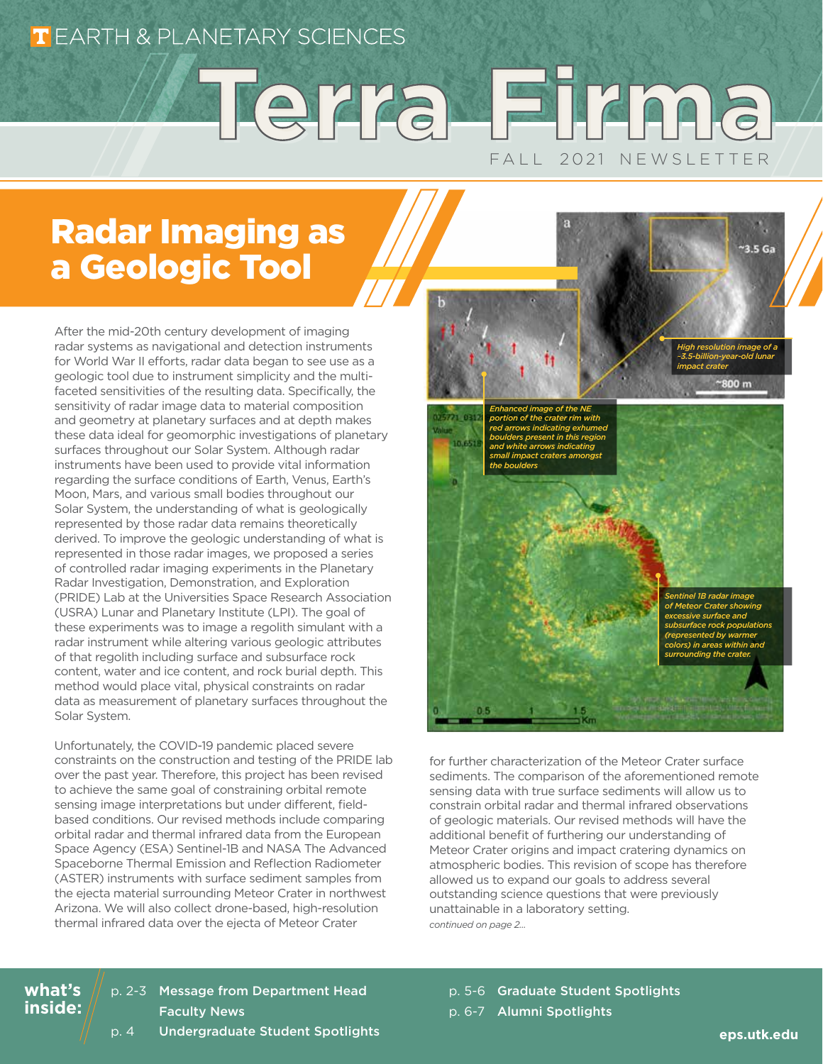EARTH & PLANETARY SCIENCES

# Terra Firma

FALL 2021 NEWSLETTER

## Radar Imaging as a Geologic Tool

After the mid-20th century development of imaging radar systems as navigational and detection instruments for World War II efforts, radar data began to see use as a geologic tool due to instrument simplicity and the multi-faceted sensitivities of the resulting data. Specifically, the sensitivity of radar image data to material composition and geometry at planetary surfaces and at depth makes these data ideal for geomorphic investigations of planetary surfaces throughout our Solar System. Although radar instruments have been used to provide vital information regarding the surface conditions of Earth, Venus, Earth's Moon, Mars, and various small bodies throughout our Solar System, the understanding of what is geologically represented by those radar data remains theoretically derived. To improve the geologic understanding of what is represented in those radar images, we proposed a series of controlled radar imaging experiments in the Planetary Radar Investigation, Demonstration, and Exploration (PRIDE) Lab at the Universities Space Research Association (USRA) Lunar and Planetary Institute (LPI). The goal of these experiments was to image a regolith simulant with a radar instrument while altering various geologic attributes of that regolith including surface and subsurface rock content, water and ice content, and rock burial depth. This method would place vital, physical constraints on radar data as measurement of planetary surfaces throughout the Solar System.

Unfortunately, the COVID-19 pandemic placed severe constraints on the construction and testing of the PRIDE lab over the past year. Therefore, this project has been revised to achieve the same goal of constraining orbital remote sensing image interpretations but under different, field-based conditions. Our revised methods include comparing orbital radar and thermal infrared data from the European Space Agency (ESA) Sentinel-1B and NASA The Advanced Spaceborne Thermal Emission and Reflection Radiometer (ASTER) instruments with surface sediment samples from the ejecta material surrounding Meteor Crater in northwest Arizona. We will also collect drone-based, high-resolution thermal infrared data over the ejecta of Meteor Crater for further characterization of the Meteor Crater surface sediments. The comparison of the aforementioned remote sensing data with true surface sediments will allow us to constrain orbital radar and thermal infrared observations of geologic materials. Our revised methods will have the additional benefit of furthering our understanding of Meteor Crater origins and impact cratering dynamics on atmospheric bodies. This revision of scope has therefore allowed us to expand our goals to address several outstanding science questions that were previously unattainable in a laboratory setting.

*continued on page 2...*

*High resolution image of a ~3.5-billion-year-old lunar impact crater*

*Enhanced image of the NE portion of the crater rim with red arrows indicating exhumed boulders present in this region and white arrows indicating small impact craters amongst the boulders*

*Sentinel 1B radar image of Meteor Crater showing excessive surface and subsurface rock populations (represented by warmer colors) in areas within and surrounding the crater.*

**what's inside:**

- p. 2-3 **Message from Department Head**
- **Faculty News**
- p. 4 **Undergraduate Student Spotlights**
- p. 5-6 **Graduate Student Spotlights**
- p. 6-7 **Alumni Spotlights**

eps.utk.edu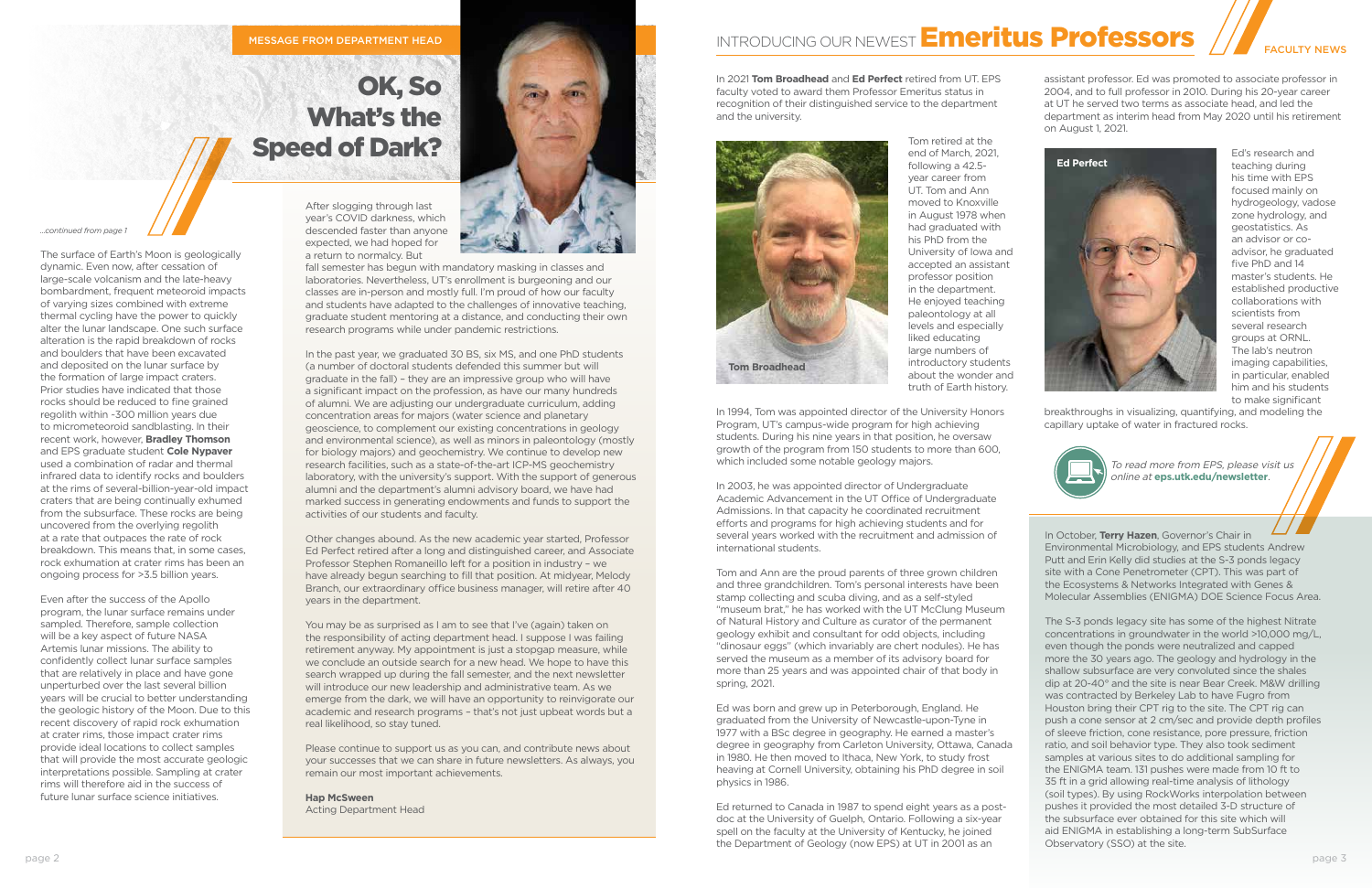*...continued from page 1*

The surface of Earth's Moon is geologically dynamic. Even now, after cessation of large-scale volcanism and the late-heavy bombardment, frequent meteoroid impacts of varying sizes combined with extreme thermal cycling have the power to quickly alter the lunar landscape. One such surface alteration is the rapid breakdown of rocks and boulders that have been excavated and deposited on the lunar surface by the formation of large impact craters. Prior studies have indicated that those rocks should be reduced to fine grained regolith within ~300 million years due to micrometeoroid sandblasting. In their recent work, however, **Bradley Thomson** and EPS graduate student **Cole Nypaver** used a combination of radar and thermal infrared data to identify rocks and boulders at the rims of several-billion-year-old impact craters that are being continually exhumed from the subsurface. These rocks are being uncovered from the overlying regolith at a rate that outpaces the rate of rock breakdown. This means that, in some cases, rock exhumation at crater rims has been an ongoing process for >3.5 billion years.

Even after the success of the Apollo program, the lunar surface remains under sampled. Therefore, sample collection will be a key aspect of future NASA Artemis lunar missions. The ability to confidently collect lunar surface samples that are relatively in place and have gone unperturbed over the last several billion years will be crucial to better understanding the geologic history of the Moon. Due to this recent discovery of rapid rock exhumation at crater rims, those impact crater rims provide ideal locations to collect samples that will provide the most accurate geologic interpretations possible. Sampling at crater rims will therefore aid in the success of future lunar surface science initiatives.

## MESSAGE FROM DEPARTMENT HEAD

# OK, So What's the Speed of Dark?

After slogging through last year's COVID darkness, which descended faster than anyone expected, we had hoped for a return to normalcy. But fall semester has begun with mandatory masking in classes and laboratories. Nevertheless, UT's enrollment is burgeoning and our classes are in-person and mostly full. I'm proud of how our faculty and students have adapted to the challenges of innovative teaching, graduate student mentoring at a distance, and conducting their own research programs while under pandemic restrictions.

In the past year, we graduated 30 BS, six MS, and one PhD students (a number of doctoral students defended this summer but will graduate in the fall) – they are an impressive group who will have a significant impact on the profession, as have our many hundreds of alumni. We are adjusting our undergraduate curriculum, adding concentration areas for majors (water science and planetary geoscience, to complement our existing concentrations in geology and environmental science), as well as minors in paleontology (mostly for biology majors) and geochemistry. We continue to develop new research facilities, such as a state-of-the-art ICP-MS geochemistry laboratory, with the university's support. With the support of generous alumni and the department's alumni advisory board, we have had marked success in generating endowments and funds to support the activities of our students and faculty.

Other changes abound. As the new academic year started, Professor Ed Perfect retired after a long and distinguished career, and Associate Professor Stephen Romaniello left for a position in industry – we have already begun searching to fill that position. At midyear, Melody Branch, our extraordinary office business manager, will retire after 40 years in the department.

You may be as surprised as I am to see that I've (again) taken on the responsibility of acting department head. I suppose I was failing retirement anyway. My appointment is just a stopgap measure, while we conclude an outside search for a new head. We hope to have this search wrapped up during the fall semester, and the next newsletter will introduce our new leadership and administrative team. As we emerge from the dark, we will have an opportunity to reinvigorate our academic and research programs – that's not just upbeat words but a real likelihood, so stay tuned.

Please continue to support us as you can, and contribute news about your successes that we can share in future newsletters. As always, you remain our most important achievements.

**Hap McSween**
Acting Department Head

## FACULTY NEWS

# INTRODUCING OUR NEWEST Emeritus Professors

In 2021 **Tom Broadhead** and **Ed Perfect** retired from UT. EPS faculty voted to award them Professor Emeritus status in recognition of their distinguished service to the department and the university.

**Tom Broadhead**

Tom retired at the end of March, 2021, following a 42.5-year career from UT. Tom and Ann moved to Knoxville in August 1978 when had graduated with his PhD from the University of Iowa and accepted an assistant professor position in the department. He enjoyed teaching paleontology at all levels and especially liked educating large numbers of introductory students about the wonder and truth of Earth history.

In 1994, Tom was appointed director of the University Honors Program, UT's campus-wide program for high achieving students. During his nine years in that position, he oversaw growth of the program from 150 students to more than 600, which included some notable geology majors.

In 2003, he was appointed director of Undergraduate Academic Advancement in the UT Office of Undergraduate Admissions. In that capacity he coordinated recruitment efforts and programs for high achieving students and for several years worked with the recruitment and admission of international students.

Tom and Ann are the proud parents of three grown children and three grandchildren. Tom's personal interests have been stamp collecting and scuba diving, and as a self-styled "museum brat," he has worked with the UT McClung Museum of Natural History and Culture as curator of the permanent geology exhibit and consultant for odd objects, including "dinosaur eggs" (which invariably are chert nodules). He has served the museum as a member of its advisory board for more than 25 years and was appointed chair of that body in spring, 2021.

Ed was born and grew up in Peterborough, England. He graduated from the University of Newcastle-upon-Tyne in 1977 with a BSc degree in geography. He earned a master's degree in geography from Carleton University, Ottawa, Canada in 1980. He then moved to Ithaca, New York, to study frost heaving at Cornell University, obtaining his PhD degree in soil physics in 1986.

Ed returned to Canada in 1987 to spend eight years as a post-doc at the University of Guelph, Ontario. Following a six-year spell on the faculty at the University of Kentucky, he joined the Department of Geology (now EPS) at UT in 2001 as an assistant professor. Ed was promoted to associate professor in 2004, and to full professor in 2010. During his 20-year career at UT he served two terms as associate head, and led the department as interim head from May 2020 until his retirement on August 1, 2021.

**Ed Perfect**

Ed's research and teaching during his time with EPS focused mainly on hydrogeology, vadose zone hydrology, and geostatistics. As an advisor or co-advisor, he graduated five PhD and 14 master's students. He established productive collaborations with scientists from several research groups at ORNL. The lab's neutron imaging capabilities, in particular, enabled him and his students to make significant breakthroughs in visualizing, quantifying, and modeling the capillary uptake of water in fractured rocks.

*To read more from EPS, please visit us online at* ***eps.utk.edu/newsletter***.

In October, **Terry Hazen**, Governor's Chair in Environmental Microbiology, and EPS students Andrew Putt and Erin Kelly did studies at the S-3 ponds legacy site with a Cone Penetrometer (CPT). This was part of the Ecosystems & Networks Integrated with Genes & Molecular Assemblies (ENIGMA) DOE Science Focus Area.

The S-3 ponds legacy site has some of the highest Nitrate concentrations in groundwater in the world >10,000 mg/L, even though the ponds were neutralized and capped more the 30 years ago. The geology and hydrology in the shallow subsurface are very convoluted since the shales dip at 20-40° and the site is near Bear Creek. M&W drilling was contracted by Berkeley Lab to have Fugro from Houston bring their CPT rig to the site. The CPT rig can push a cone sensor at 2 cm/sec and provide depth profiles of sleeve friction, cone resistance, pore pressure, friction ratio, and soil behavior type. They also took sediment samples at various sites to do additional sampling for the ENIGMA team. 131 pushes were made from 10 ft to 35 ft in a grid allowing real-time analysis of lithology (soil types). By using RockWorks interpolation between pushes it provided the most detailed 3-D structure of the subsurface ever obtained for this site which will aid ENIGMA in establishing a long-term SubSurface Observatory (SSO) at the site.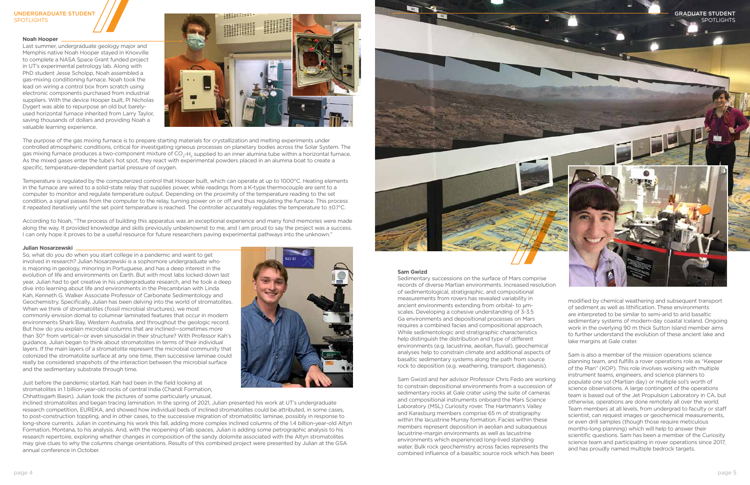## UNDERGRADUATE STUDENT SPOTLIGHTS

### Noah Hooper

Last summer, undergraduate geology major and Memphis native Noah Hooper stayed in Knoxville to complete a NASA Space Grant funded project in UT's experimental petrology lab. Along with PhD student Jesse Scholpp, Noah assembled a gas-mixing conditioning furnace. Noah took the lead on wiring a control box from scratch using electronic components purchased from industrial suppliers. With the device Hooper built, PI Nicholas Dygert was able to repurpose an old but barely-used horizontal furnace inherited from Larry Taylor, saving thousands of dollars and providing Noah a valuable learning experience.

The purpose of the gas mixing furnace is to prepare starting materials for crystallization and melting experiments under controlled atmospheric conditions, critical for investigating igneous processes on planetary bodies across the Solar System. The gas mixing furnace produces a two-component mixture of $CO_2$-$H_2$ supplied to an inner alumina tube within a horizontal furnace. As the mixed gases enter the tube's hot spot, they react with experimental powders placed in an alumina boat to create a specific, temperature-dependent partial pressure of oxygen.

Temperature is regulated by the computerized control that Hooper built, which can operate at up to 1000°C. Heating elements in the furnace are wired to a solid-state relay that supplies power, while readings from a K-type thermocouple are sent to a computer to monitor and regulate temperature output. Depending on the proximity of the temperature reading to the set condition, a signal passes from the computer to the relay, turning power on or off and thus regulating the furnace. This process it repeated iteratively until the set point temperature is reached. The controller accurately regulates the temperature to ±0.1°C.

According to Noah, "The process of building this apparatus was an exceptional experience and many fond memories were made along the way. It provided knowledge and skills previously unbeknownst to me, and I am proud to say the project was a success. I can only hope it proves to be a useful resource for future researchers paving experimental pathways into the unknown."

### Julian Nosarzewski

So, what do you do when you start college in a pandemic and want to get involved in research? Julian Nosarzewski is a sophomore undergraduate who is majoring in geology, minoring in Portuguese, and has a deep interest in the evolution of life and environments on Earth. But with most labs locked down last year, Julian had to get creative in his undergraduate research, and he took a deep dive into learning about life and environments in the Precambrian with Linda Kah, Kenneth G. Walker Associate Professor of Carbonate Sedimentology and Geochemistry. Specifically, Julian has been delving into the world of stromatolites. When we think of stromatolites (fossil microbial structures), we most commonly envision domal to columnar laminated features that occur in modern environments Shark Bay, Western Australia, and throughout the geologic record. But how do you explain microbial columns that are inclined—sometimes more than 30° from vertical—or even sinusoidal in their structure? With Professor Kah's guidance, Julian began to think about stromatolites in terms of their individual layers. If the main layers of a stromatolite represent the microbial community that colonized the stromatolite surface at any one time, then successive laminae could really be considered snapshots of the interaction between the microbial surface and the sedimentary substrate through time.

Just before the pandemic started, Kah had been in the field looking at stromatolites in 1 billion-year-old rocks of central India (Chandi Formation, Chhattisgarh Basin). Julian took the pictures of some particularly unusual, inclined stromatolites and began tracing lamination. In the spring of 2021, Julian presented his work at UT's undergraduate research competition, EUREKA, and showed how individual beds of inclined stromatolites could be attributed, in some cases, to post-construction toppling, and in other cases, to the successive migration of stromatolitic laminae, possibly in response to long-shore currents. Julian in continuing his work this fall, adding more complex inclined columns of the 1.4 billion-year-old Altyn Formation, Montana, to his analysis. And, with the reopening of lab spaces, Julian is adding some petrographic analysis to his research repertoire, exploring whether changes in composition of the sandy dolomite associated with the Altyn stromatolites may give clues to why the columns change orientations. Results of this combined project were presented by Julian at the GSA annual conference in October.

## GRADUATE STUDENT SPOTLIGHTS

### Sam Gwizd

Sedimentary successions on the surface of Mars comprise records of diverse Martian environments. Increased resolution of sedimentological, stratigraphic, and compositional measurements from rovers has revealed variability in ancient environments extending from orbital- to µm-scales. Developing a cohesive understanding of 3-3.5 Ga environments and depositional processes on Mars requires a combined facies and compositional approach. While sedimentologic and stratigraphic characteristics help distinguish the distribution and type of different environments (e.g. lacustrine, aeolian, fluvial), geochemical analyses help to constrain climate and additional aspects of basaltic sedimentary systems along the path from source rock to deposition (e.g. weathering, transport, diagenesis).

Sam Gwizd and her advisor Professor Chris Fedo are working to constrain depositional environments from a succession of sedimentary rocks at Gale crater using the suite of cameras and compositional instruments onboard the Mars Science Laboratory (MSL) Curiosity rover. The Hartmann's Valley and Karasburg members comprise 65 m of stratigraphy within the lacustrine Murray formation. Facies within these members represent deposition in aeolian and subaqueous lacustrine-margin environments as well as lacustrine environments which experienced long-lived standing water. Bulk rock geochemistry across facies represents the combined influence of a basaltic source rock which has been modified by chemical weathering and subsequent transport of sediment as well as lithification. These environments are interpreted to be similar to semi-arid to arid basaltic sedimentary systems of modern-day coastal Iceland. Ongoing work in the overlying 90 m thick Sutton Island member aims to further understand the evolution of these ancient lake and lake margins at Gale crater.

Sam is also a member of the mission operations science planning team, and fulfills a rover operations role as "Keeper of the Plan" (KOP). This role involves working with multiple instrument teams, engineers, and science planners to populate one sol (Martian day) or multiple sol's worth of science observations. A large contingent of the operations team is based out of the Jet Propulsion Laboratory in CA, but otherwise, operations are done remotely all over the world. Team members at all levels, from undergrad to faculty or staff scientist, can request images or geochemical measurements, or even drill samples (though those require meticulous months-long planning) which will help to answer their scientific questions. Sam has been a member of the Curiosity science team and participating in rover operations since 2017, and has proudly named multiple bedrock targets.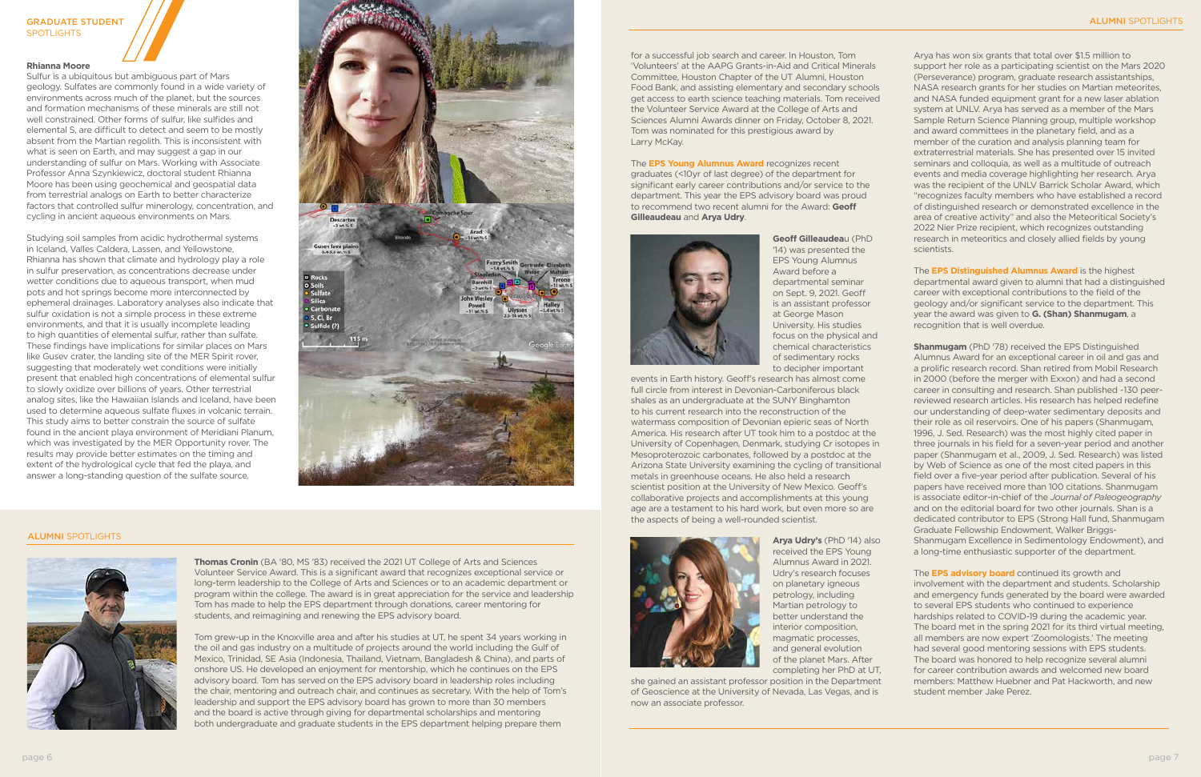## GRADUATE STUDENT SPOTLIGHTS

### Rhianna Moore

Sulfur is a ubiquitous but ambiguous part of Mars geology. Sulfates are commonly found in a wide variety of environments across much of the planet, but the sources and formation mechanisms of these minerals are still not well constrained. Other forms of sulfur, like sulfides and elemental S, are difficult to detect and seem to be mostly absent from the Martian regolith. This is inconsistent with what is seen on Earth, and may suggest a gap in our understanding of sulfur on Mars. Working with Associate Professor Anna Szynkiewicz, doctoral student Rhianna Moore has been using geochemical and geospatial data from terrestrial analogs on Earth to better characterize factors that controlled sulfur minerology, concentration, and cycling in ancient aqueous environments on Mars.

Studying soil samples from acidic hydrothermal systems in Iceland, Valles Caldera, Lassen, and Yellowstone, Rhianna has shown that climate and hydrology play a role in sulfur preservation, as concentrations decrease under wetter conditions due to aqueous transport, when mud pots and hot springs become more interconnected by ephemeral drainages. Laboratory analyses also indicate that sulfur oxidation is not a simple process in these extreme environments, and that it is usually incomplete leading to high quantities of elemental sulfur, rather than sulfate. These findings have implications for similar places on Mars like Gusev crater, the landing site of the MER Spirit rover, suggesting that moderately wet conditions were initially present that enabled high concentrations of elemental sulfur to slowly oxidize over billions of years. Other terrestrial analog sites, like the Hawaiian Islands and Iceland, have been used to determine aqueous sulfate fluxes in volcanic terrain. This study aims to better constrain the source of sulfate found in the ancient playa environment of Meridiani Planum, which was investigated by the MER Opportunity rover. The results may provide better estimates on the timing and extent of the hydrological cycle that fed the playa, and answer a long-standing question of the sulfate source.

## ALUMNI SPOTLIGHTS

**Thomas Cronin** (BA '80, MS '83) received the 2021 UT College of Arts and Sciences Volunteer Service Award. This is a significant award that recognizes exceptional service or long-term leadership to the College of Arts and Sciences or to an academic department or program within the college. The award is in great appreciation for the service and leadership Tom has made to help the EPS department through donations, career mentoring for students, and reimagining and renewing the EPS advisory board.

Tom grew-up in the Knoxville area and after his studies at UT, he spent 34 years working in the oil and gas industry on a multitude of projects around the world including the Gulf of Mexico, Trinidad, SE Asia (Indonesia, Thailand, Vietnam, Bangladesh & China), and parts of onshore US. He developed an enjoyment for mentorship, which he continues on the EPS advisory board. Tom has served on the EPS advisory board in leadership roles including the chair, mentoring and outreach chair, and continues as secretary. With the help of Tom's leadership and support the EPS advisory board has grown to more than 30 members and the board is active through giving for departmental scholarships and mentoring both undergraduate and graduate students in the EPS department helping prepare them for a successful job search and career. In Houston, Tom 'Volunteers' at the AAPG Grants-in-Aid and Critical Minerals Committee, Houston Chapter of the UT Alumni, Houston Food Bank, and assisting elementary and secondary schools get access to earth science teaching materials. Tom received the Volunteer Service Award at the College of Arts and Sciences Alumni Awards dinner on Friday, October 8, 2021. Tom was nominated for this prestigious award by Larry McKay.

The **EPS Young Alumnus Award** recognizes recent graduates (<10yr of last degree) of the department for significant early career contributions and/or service to the department. This year the EPS advisory board was proud to recommend two recent alumni for the Award: **Geoff Gilleaudeau** and **Arya Udry**.

**Geoff Gilleaudeau** (PhD '14) was presented the EPS Young Alumnus Award before a departmental seminar on Sept. 9, 2021. Geoff is an assistant professor at George Mason University. His studies focus on the physical and chemical characteristics of sedimentary rocks to decipher important events in Earth history. Geoff's research has almost come full circle from interest in Devonian-Carboniferous black shales as an undergraduate at the SUNY Binghamton to his current research into the reconstruction of the watermass composition of Devonian epieric seas of North America. His research after UT took him to a postdoc at the University of Copenhagen, Denmark, studying Cr isotopes in Mesoproterozoic carbonates, followed by a postdoc at the Arizona State University examining the cycling of transitional metals in greenhouse oceans. He also held a research scientist position at the University of New Mexico. Geoff's collaborative projects and accomplishments at this young age are a testament to his hard work, but even more so are the aspects of being a well-rounded scientist.

**Arya Udry's** (PhD '14) also received the EPS Young Alumnus Award in 2021. Udry's research focuses on planetary igneous petrology, including Martian petrology to better understand the interior composition, magmatic processes, and general evolution of the planet Mars. After completing her PhD at UT, she gained an assistant professor position in the Department of Geoscience at the University of Nevada, Las Vegas, and is now an associate professor.

Arya has won six grants that total over $1.5 million to support her role as a participating scientist on the Mars 2020 (Perseverance) program, graduate research assistantships, NASA research grants for her studies on Martian meteorites, and NASA funded equipment grant for a new laser ablation system at UNLV. Arya has served as a member of the Mars Sample Return Science Planning group, multiple workshop and award committees in the planetary field, and as a member of the curation and analysis planning team for extraterrestrial materials. She has presented over 15 invited seminars and colloquia, as well as a multitude of outreach events and media coverage highlighting her research. Arya was the recipient of the UNLV Barrick Scholar Award, which "recognizes faculty members who have established a record of distinguished research or demonstrated excellence in the area of creative activity" and also the Meteoritical Society's 2022 Nier Prize recipient, which recognizes outstanding research in meteoritics and closely allied fields by young scientists.

The **EPS Distinguished Alumnus Award** is the highest departmental award given to alumni that had a distinguished career with exceptional contributions to the field of the geology and/or significant service to the department. This year the award was given to **G. (Shan) Shanmugam**, a recognition that is well overdue.

**Shanmugam** (PhD '78) received the EPS Distinguished Alumnus Award for an exceptional career in oil and gas and a prolific research record. Shan retired from Mobil Research in 2000 (before the merger with Exxon) and had a second career in consulting and research. Shan published ~130 peer-reviewed research articles. His research has helped redefine our understanding of deep-water sedimentary deposits and their role as oil reservoirs. One of his papers (Shanmugam, 1996, J. Sed. Research) was the most highly cited paper in three journals in his field for a seven-year period and another paper (Shanmugam et al., 2009, J. Sed. Research) was listed by Web of Science as one of the most cited papers in this field over a five-year period after publication. Several of his papers have received more than 100 citations. Shanmugam is associate editor-in-chief of the *Journal of Paleogeography* and on the editorial board for two other journals. Shan is a dedicated contributor to EPS (Strong Hall fund, Shanmugam Graduate Fellowship Endowment, Walker Briggs-Shanmugam Excellence in Sedimentology Endowment), and a long-time enthusiastic supporter of the department.

The **EPS advisory board** continued its growth and involvement with the department and students. Scholarship and emergency funds generated by the board were awarded to several EPS students who continued to experience hardships related to COVID-19 during the academic year. The board met in the spring 2021 for its third virtual meeting, all members are now expert 'Zoomologists.' The meeting had several good mentoring sessions with EPS students. The board was honored to help recognize several alumni for career contribution awards and welcomed new board members: Matthew Huebner and Pat Hackworth, and new student member Jake Perez.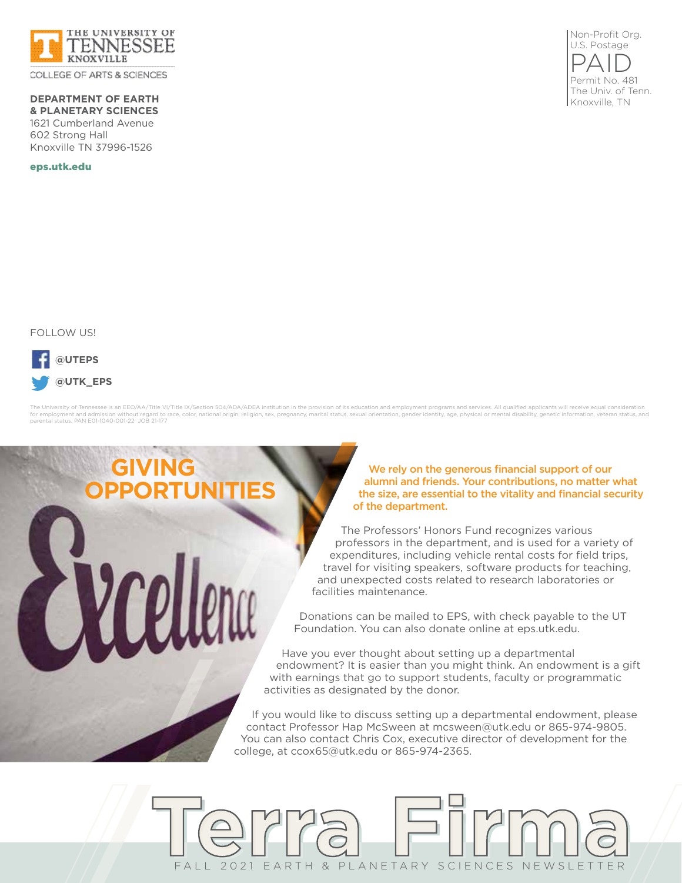THE UNIVERSITY OF TENNESSEE KNOXVILLE

COLLEGE OF ARTS & SCIENCES

**DEPARTMENT OF EARTH & PLANETARY SCIENCES**
1621 Cumberland Avenue
602 Strong Hall
Knoxville TN 37996-1526

**eps.utk.edu**

Non-Profit Org.
U.S. Postage
PAID
Permit No. 481
The Univ. of Tenn.
Knoxville, TN

FOLLOW US!

**@UTEPS**

**@UTK_EPS**

The University of Tennessee is an EEO/AA/Title VI/Title IX/Section 504/ADA/ADEA institution in the provision of its education and employment programs and services. All qualified applicants will receive equal consideration for employment and admission without regard to race, color, national origin, religion, sex, pregnancy, marital status, sexual orientation, gender identity, age, physical or mental disability, genetic information, veteran status, and parental status. PAN E01-1040-001-22 JOB 21-177

## GIVING OPPORTUNITIES

**We rely on the generous financial support of our alumni and friends. Your contributions, no matter what the size, are essential to the vitality and financial security of the department.**

The Professors' Honors Fund recognizes various professors in the department, and is used for a variety of expenditures, including vehicle rental costs for field trips, travel for visiting speakers, software products for teaching, and unexpected costs related to research laboratories or facilities maintenance.

Donations can be mailed to EPS, with check payable to the UT Foundation. You can also donate online at eps.utk.edu.

Have you ever thought about setting up a departmental endowment? It is easier than you might think. An endowment is a gift with earnings that go to support students, faculty or programmatic activities as designated by the donor.

If you would like to discuss setting up a departmental endowment, please contact Professor Hap McSween at mcsween@utk.edu or 865-974-9805. You can also contact Chris Cox, executive director of development for the college, at ccox65@utk.edu or 865-974-2365.

# Terra Firma

FALL 2021 EARTH & PLANETARY SCIENCES NEWSLETTER